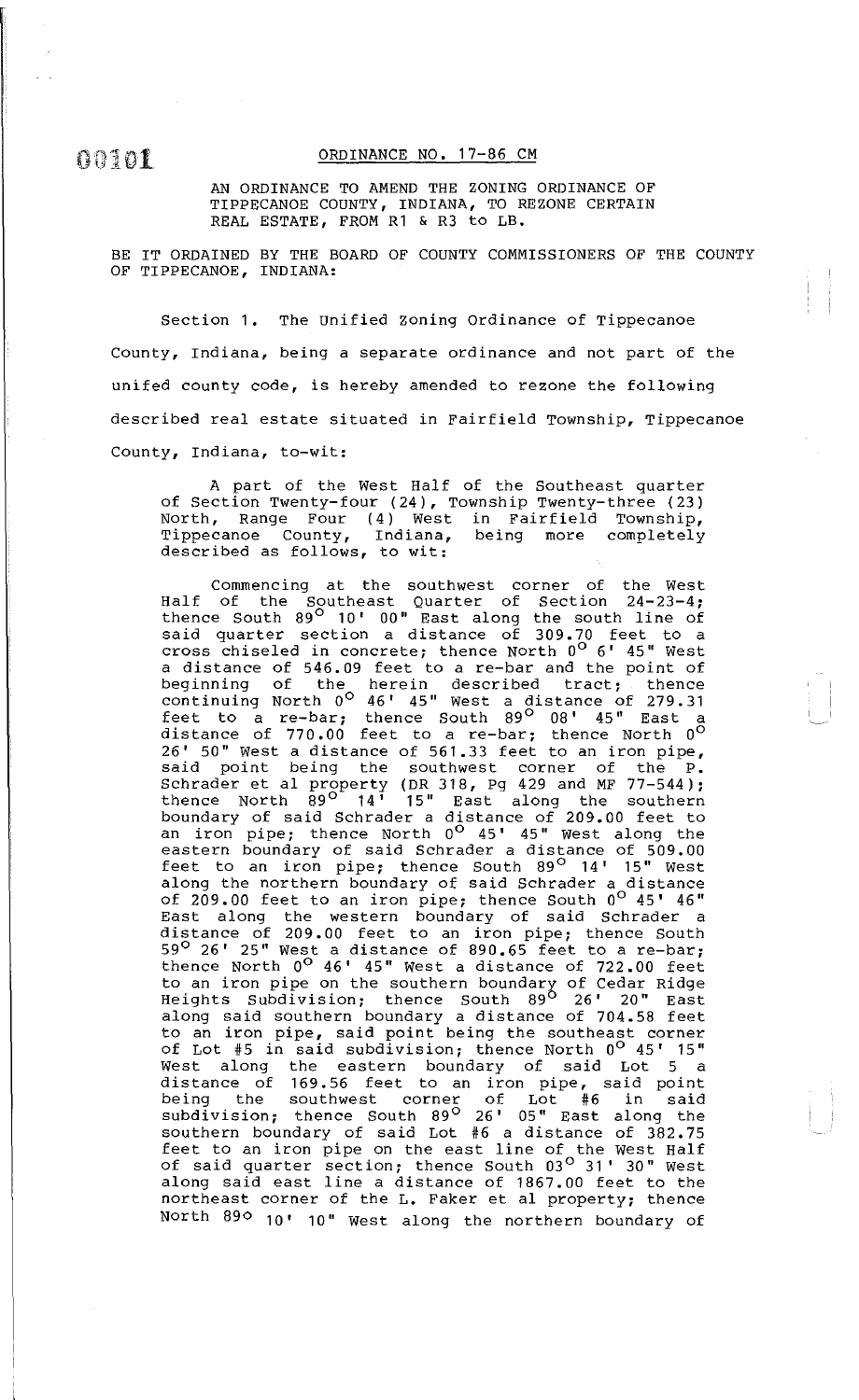00101

# ORDINANCE NO. 17-86 CM

AN ORDINANCE TO AMEND THE ZONING ORDINANCE OF TIPPECANOE COUNTY, INDIANA, TO REZONE CERTAIN REAL ESTATE, FROM R1 & R3 to LB.

BE IT ORDAINED BY THE BOARD OF COUNTY COMMISSIONERS OF THE COUNTY OF TIPPECANOE, INDIANA:

Section 1. The Unified Zoning Ordinance of Tippecanoe County, Indiana, being a separate ordinance and not part of the unifed county code, is hereby amended to rezone the following described real estate situated in Fairfield Township, Tippecanoe County, Indiana, to-wit:

A part of the West Half of the Southeast quarter of Section Twenty-four (24), Township Twenty-three (23) North, Range Four (4) West in Fairfield Township, Tippecanoe County, Indiana, being more completely described as follows, to wit:

Commencing at the southwest corner of the West Half of the Southeast Quarter of Section 24-23-4; thence South 89° 10' 00" East along the south line of said quarter section a distance of 309.70 feet to a cross chiseled in concrete; thence North 0° 6' 45" West a distance of 546.09 feet to a re-bar and the point of beginning of the herein described tract; thence continuing North 0° 46' 45" West a distance of 279.31 feet to a re-bar; thence South 89° 08' 45" East a distance of 770.00 feet to a re-bar; thence North 0° 26' 50" West a distance of 561.33 feet to an iron pipe, said point being the southwest corner of the P. Schrader et al property (DR 318, Pg 429 and MF 77-544); thence North 89° 14' 15" East along the southern boundary of said Schrader a distance of 209.00 feet to an iron pipe; thence North 0° 45' 45" West along the eastern boundary of said Schrader a distance of 509.00 feet to an iron pipe; thence South 89° 14' 15" West along the northern boundary of said Schrader a distance of 209.00 feet to an iron pipe; thence South 0° 45' 46" East along the western boundary of said Schrader a distance of 209.00 feet to an iron pipe; thence South 59° 26' 25" West a distance of 890.65 feet to a re-bar; thence North 0° 46' 45" West a distance of 722.00 feet to an iron pipe on the southern boundary of Cedar Ridge Heights Subdivision; thence South 89° 26' 20" East along said southern boundary a distance of 704.58 feet to an iron pipe, said point being the southeast corner of Lot #5 in said subdivision; thence North 0° 45' 15" West along the eastern boundary of said Lot 5 a distance of 169.56 feet to an iron pipe, said point being the southwest corner of Lot #6 in said subdivision; thence South 89° 26' 05" East along the southern boundary of said Lot #6 a distance of 382.75 feet to an iron pipe on the east line of the West Half of said quarter section; thence South 03° 31' 30" West along said east line a distance of 1867.00 feet to the northeast corner of the L. Faker et al property; thence North 89° 10' 10" West along the northern boundary of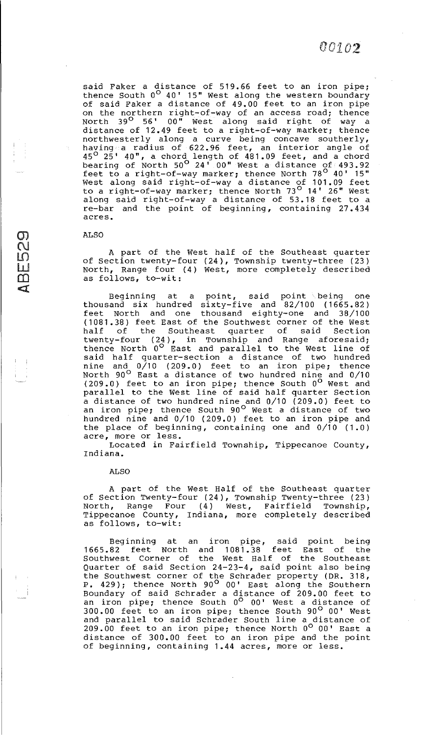said Faker a distance of 519.66 feet to an iron pipe; thence South 0° 40' 15" West along the western boundary of said Faker a distance of 49.00 feet to an iron pipe on the northern right-of-way of an access road; thence North 39° 56' 00" West along said right of way a distance of 12.49 feet to a right-of-way marker; thence northwesterly along a curve being concave southerly, having a radius of 622.96 feet, an interior angle of 45° 25' 40", a chord length of 481.09 feet, and a chord bearing of North 50° 24' 00" West a distance of 493.92 feet to a right-of-way marker; thence North 78° 40' 15" West along said right-of-way a distance of 101.09 feet to a right-of-way marker; thence North 73° 14' 26" West along said right-of-way a distance of 53.18 feet to a re-bar and the point of beginning, containing 27.434 acres.

ALSO

A part of the West half of the Southeast quarter of Section twenty-four (24), Township twenty-three (23) North, Range four (4) West, more completely described as follows, to-wit:

Beginning at a point, said point being one thousand six hundred sixty-five and 82/100 (1665.82) feet North and one thousand eighty-one and 38/100 (1081.38) feet East of the Southwest corner of the West half of the Southeast quarter of said Section twenty-four (24), in Township and Range aforesaid; thence North 0° East and parallel to the West line of said half quarter-section a distance of two hundred nine and 0/10 (209.0) feet to an iron pipe; thence North 90° East a distance of two hundred nine and 0/10 (209.0) feet to an iron pipe; thence South 0° West and parallel to the West line of said half quarter Section a distance of two hundred nine and 0/10 (209.0) feet to an iron pipe; thence South 90° West a distance of two hundred nine and 0/10 (209.0) feet to an iron pipe and the place of beginning, containing one and 0/10 (1.0) acre, more or less.

Located in Fairfield Township, Tippecanoe County, Indiana.

ALSO

A part of the West Half of the Southeast quarter of Section Twenty-four (24), Township Twenty-three (23) North, Range Four (4) West, Fairfield Township, Tippecanoe County, Indiana, more completely described as follows, to-wit:

Beginning at an iron pipe, said point being 1665.82 feet North and 1081.38 feet East of the Southwest Corner of the West Half of the Southeast Quarter of said Section 24-23-4, said point also being the Southwest corner of the Schrader property (DR. 318, P. 429); thence North 90° 00' East along the Southern Boundary of said Schrader a distance of 209.00 feet to an iron pipe; thence South 0° 00' West a distance of 300.00 feet to an iron pipe; thence South 90° 00' West and parallel to said Schrader South line a distance of 209.00 feet to an iron pipe; thence North 0° 00' East a distance of 300.00 feet to an iron pipe and the point of beginning, containing 1.44 acres, more or less.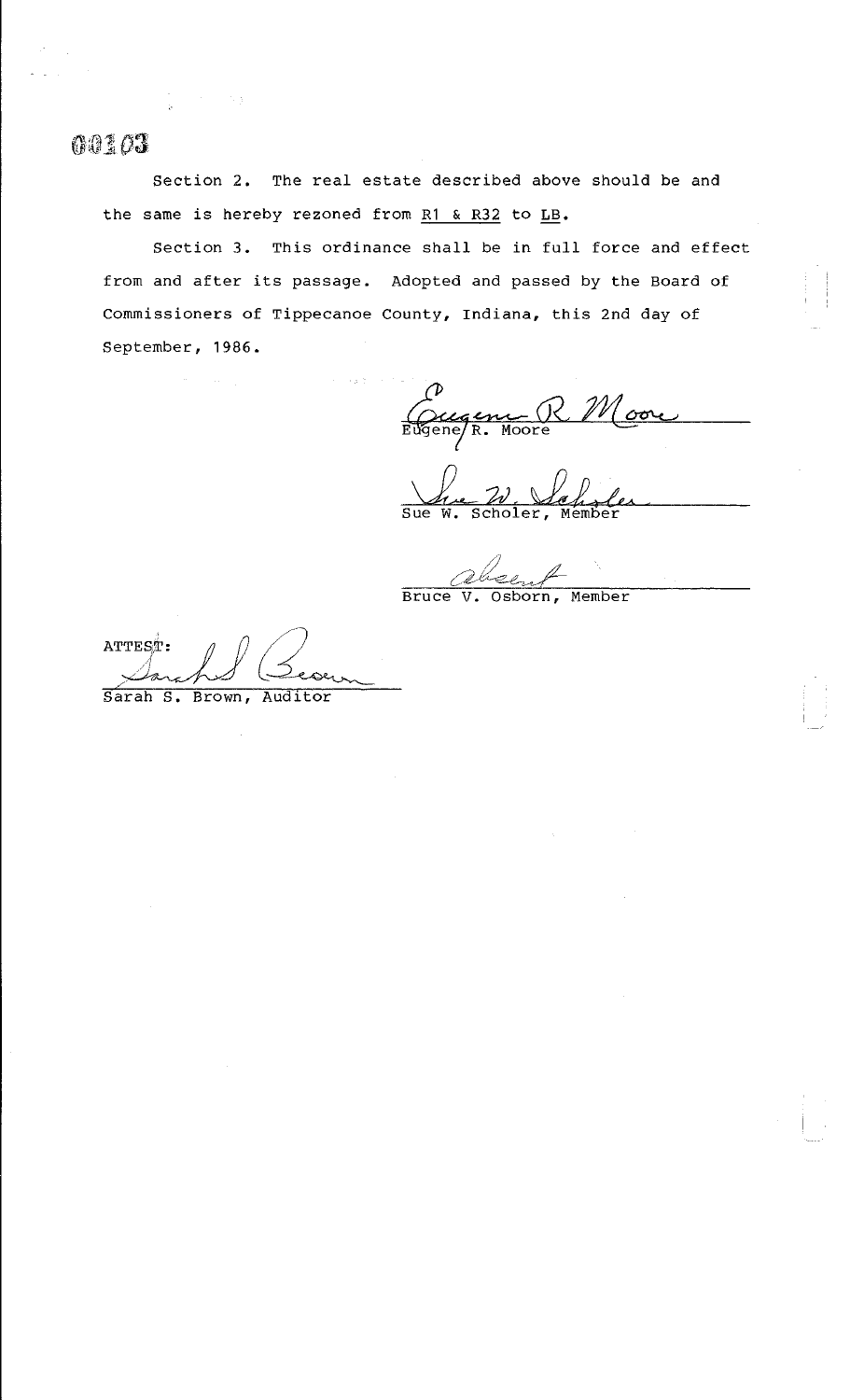00103

Section 2. The real estate described above should be and the same is hereby rezoned from R1 & R32 to LB.

Section 3. This ordinance shall be in full force and effect from and after its passage. Adopted and passed by the Board of Commissioners of Tippecanoe County, Indiana, this 2nd day of September, 1986.

Eugene R. Moore

Eugene R. Moore

Sue W. Scholer

Sue W. Scholer, Member

absent

Bruce V. Osborn, Member

ATTEST:

Sarah S. Brown

Sarah S. Brown, Auditor